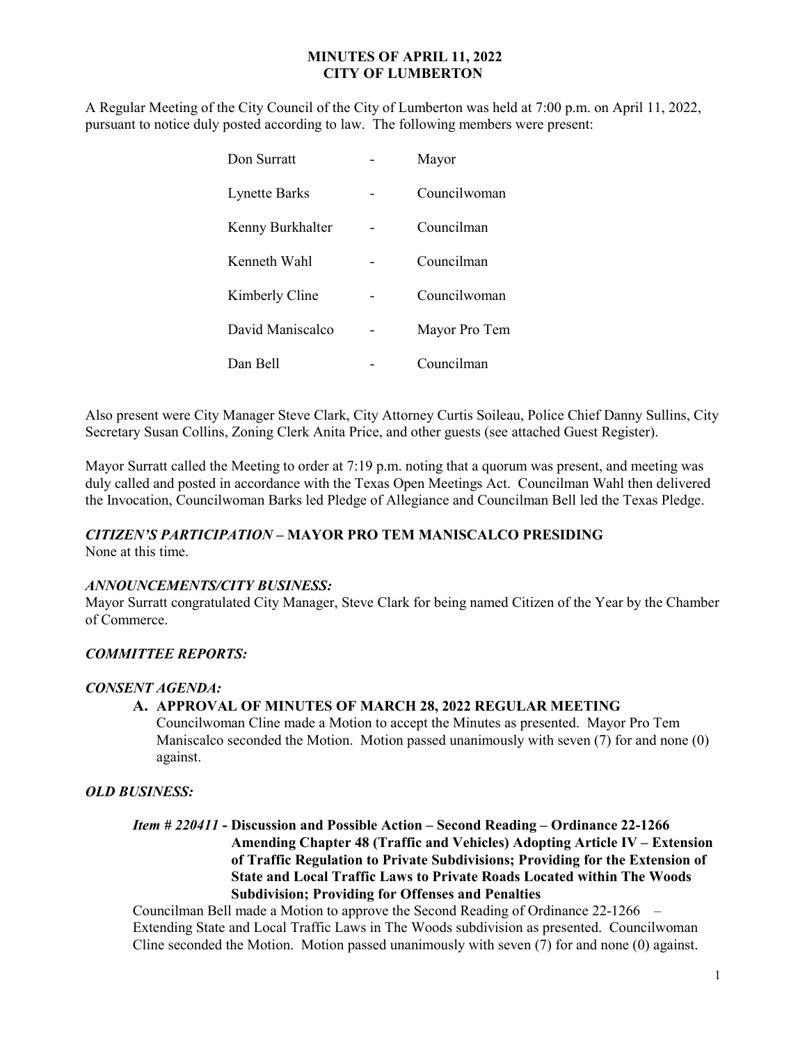# MINUTES OF APRIL 11, 2022
# CITY OF LUMBERTON

A Regular Meeting of the City Council of the City of Lumberton was held at 7:00 p.m. on April 11, 2022, pursuant to notice duly posted according to law. The following members were present:

| | | |
|---|---|---|
| Don Surratt | - | Mayor |
| Lynette Barks | - | Councilwoman |
| Kenny Burkhalter | - | Councilman |
| Kenneth Wahl | - | Councilman |
| Kimberly Cline | - | Councilwoman |
| David Maniscalco | - | Mayor Pro Tem |
| Dan Bell | - | Councilman |

Also present were City Manager Steve Clark, City Attorney Curtis Soileau, Police Chief Danny Sullins, City Secretary Susan Collins, Zoning Clerk Anita Price, and other guests (see attached Guest Register).

Mayor Surratt called the Meeting to order at 7:19 p.m. noting that a quorum was present, and meeting was duly called and posted in accordance with the Texas Open Meetings Act. Councilman Wahl then delivered the Invocation, Councilwoman Barks led Pledge of Allegiance and Councilman Bell led the Texas Pledge.

***CITIZEN'S PARTICIPATION* – MAYOR PRO TEM MANISCALCO PRESIDING**

None at this time.

***ANNOUNCEMENTS/CITY BUSINESS:***

Mayor Surratt congratulated City Manager, Steve Clark for being named Citizen of the Year by the Chamber of Commerce.

***COMMITTEE REPORTS:***

***CONSENT AGENDA:***

**A. APPROVAL OF MINUTES OF MARCH 28, 2022 REGULAR MEETING**

Councilwoman Cline made a Motion to accept the Minutes as presented. Mayor Pro Tem Maniscalco seconded the Motion. Motion passed unanimously with seven (7) for and none (0) against.

***OLD BUSINESS:***

***Item # 220411* - Discussion and Possible Action – Second Reading – Ordinance 22-1266 Amending Chapter 48 (Traffic and Vehicles) Adopting Article IV – Extension of Traffic Regulation to Private Subdivisions; Providing for the Extension of State and Local Traffic Laws to Private Roads Located within The Woods Subdivision; Providing for Offenses and Penalties**

Councilman Bell made a Motion to approve the Second Reading of Ordinance 22-1266 – Extending State and Local Traffic Laws in The Woods subdivision as presented. Councilwoman Cline seconded the Motion. Motion passed unanimously with seven (7) for and none (0) against.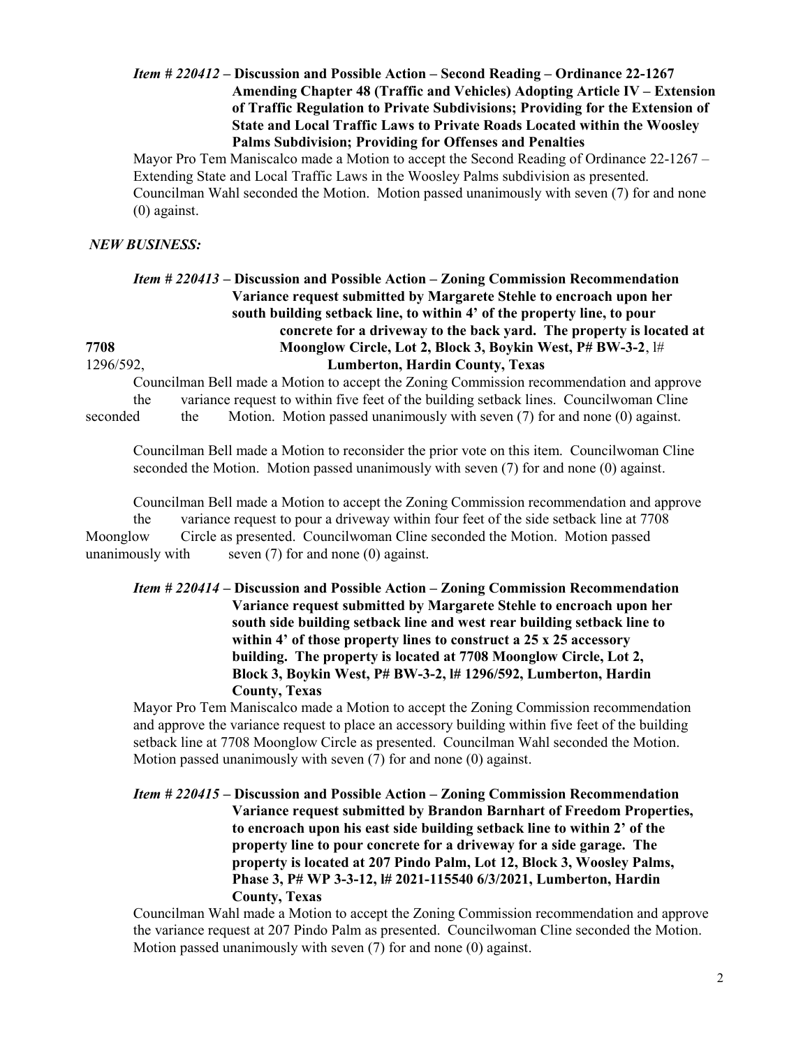***Item # 220412*** **– Discussion and Possible Action – Second Reading – Ordinance 22-1267 Amending Chapter 48 (Traffic and Vehicles) Adopting Article IV – Extension of Traffic Regulation to Private Subdivisions; Providing for the Extension of State and Local Traffic Laws to Private Roads Located within the Woosley Palms Subdivision; Providing for Offenses and Penalties**

Mayor Pro Tem Maniscalco made a Motion to accept the Second Reading of Ordinance 22-1267 – Extending State and Local Traffic Laws in the Woosley Palms subdivision as presented. Councilman Wahl seconded the Motion. Motion passed unanimously with seven (7) for and none (0) against.

***NEW BUSINESS:***

***Item # 220413*** **– Discussion and Possible Action – Zoning Commission Recommendation Variance request submitted by Margarete Stehle to encroach upon her south building setback line, to within 4' of the property line, to pour concrete for a driveway to the back yard. The property is located at 7708 Moonglow Circle, Lot 2, Block 3, Boykin West, P# BW-3-2**, l# 1296/592, **Lumberton, Hardin County, Texas**

Councilman Bell made a Motion to accept the Zoning Commission recommendation and approve the variance request to within five feet of the building setback lines. Councilwoman Cline seconded the Motion. Motion passed unanimously with seven (7) for and none (0) against.

Councilman Bell made a Motion to reconsider the prior vote on this item. Councilwoman Cline seconded the Motion. Motion passed unanimously with seven (7) for and none (0) against.

Councilman Bell made a Motion to accept the Zoning Commission recommendation and approve the variance request to pour a driveway within four feet of the side setback line at 7708 Moonglow Circle as presented. Councilwoman Cline seconded the Motion. Motion passed unanimously with seven (7) for and none (0) against.

***Item # 220414*** **– Discussion and Possible Action – Zoning Commission Recommendation Variance request submitted by Margarete Stehle to encroach upon her south side building setback line and west rear building setback line to within 4' of those property lines to construct a 25 x 25 accessory building. The property is located at 7708 Moonglow Circle, Lot 2, Block 3, Boykin West, P# BW-3-2, l# 1296/592, Lumberton, Hardin County, Texas**

Mayor Pro Tem Maniscalco made a Motion to accept the Zoning Commission recommendation and approve the variance request to place an accessory building within five feet of the building setback line at 7708 Moonglow Circle as presented. Councilman Wahl seconded the Motion. Motion passed unanimously with seven (7) for and none (0) against.

***Item # 220415*** **– Discussion and Possible Action – Zoning Commission Recommendation Variance request submitted by Brandon Barnhart of Freedom Properties, to encroach upon his east side building setback line to within 2' of the property line to pour concrete for a driveway for a side garage. The property is located at 207 Pindo Palm, Lot 12, Block 3, Woosley Palms, Phase 3, P# WP 3-3-12, l# 2021-115540 6/3/2021, Lumberton, Hardin County, Texas**

Councilman Wahl made a Motion to accept the Zoning Commission recommendation and approve the variance request at 207 Pindo Palm as presented. Councilwoman Cline seconded the Motion. Motion passed unanimously with seven (7) for and none (0) against.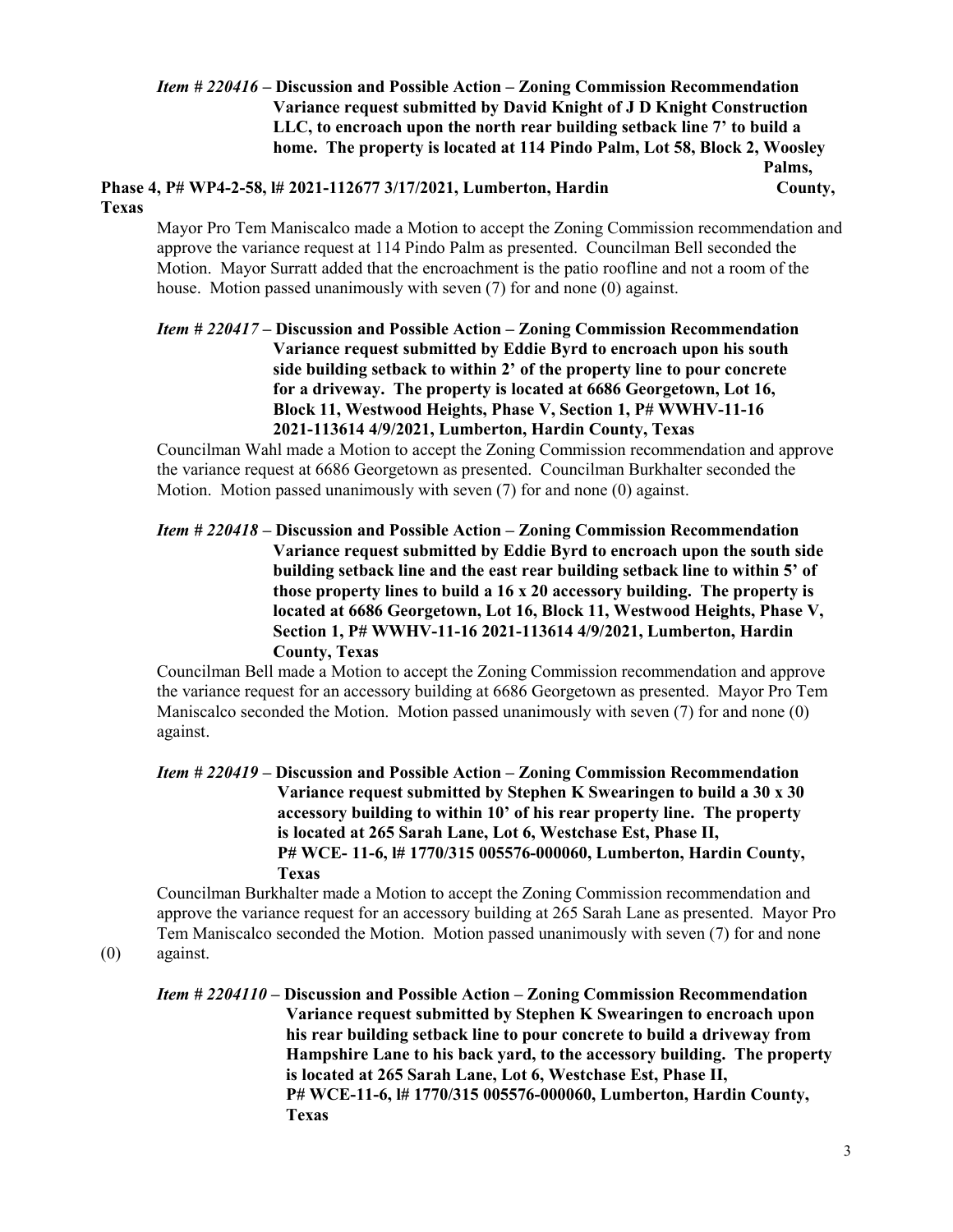***Item # 220416* – Discussion and Possible Action – Zoning Commission Recommendation Variance request submitted by David Knight of J D Knight Construction LLC, to encroach upon the north rear building setback line 7' to build a home. The property is located at 114 Pindo Palm, Lot 58, Block 2, Woosley Palms, Phase 4, P# WP4-2-58, I# 2021-112677 3/17/2021, Lumberton, Hardin County, Texas**

Mayor Pro Tem Maniscalco made a Motion to accept the Zoning Commission recommendation and approve the variance request at 114 Pindo Palm as presented. Councilman Bell seconded the Motion. Mayor Surratt added that the encroachment is the patio roofline and not a room of the house. Motion passed unanimously with seven (7) for and none (0) against.

***Item # 220417* – Discussion and Possible Action – Zoning Commission Recommendation Variance request submitted by Eddie Byrd to encroach upon his south side building setback to within 2' of the property line to pour concrete for a driveway. The property is located at 6686 Georgetown, Lot 16, Block 11, Westwood Heights, Phase V, Section 1, P# WWHV-11-16 2021-113614 4/9/2021, Lumberton, Hardin County, Texas**

Councilman Wahl made a Motion to accept the Zoning Commission recommendation and approve the variance request at 6686 Georgetown as presented. Councilman Burkhalter seconded the Motion. Motion passed unanimously with seven (7) for and none (0) against.

***Item # 220418* – Discussion and Possible Action – Zoning Commission Recommendation Variance request submitted by Eddie Byrd to encroach upon the south side building setback line and the east rear building setback line to within 5' of those property lines to build a 16 x 20 accessory building. The property is located at 6686 Georgetown, Lot 16, Block 11, Westwood Heights, Phase V, Section 1, P# WWHV-11-16 2021-113614 4/9/2021, Lumberton, Hardin County, Texas**

Councilman Bell made a Motion to accept the Zoning Commission recommendation and approve the variance request for an accessory building at 6686 Georgetown as presented. Mayor Pro Tem Maniscalco seconded the Motion. Motion passed unanimously with seven (7) for and none (0) against.

***Item # 220419* – Discussion and Possible Action – Zoning Commission Recommendation Variance request submitted by Stephen K Swearingen to build a 30 x 30 accessory building to within 10' of his rear property line. The property is located at 265 Sarah Lane, Lot 6, Westchase Est, Phase II, P# WCE- 11-6, I# 1770/315 005576-000060, Lumberton, Hardin County, Texas**

Councilman Burkhalter made a Motion to accept the Zoning Commission recommendation and approve the variance request for an accessory building at 265 Sarah Lane as presented. Mayor Pro Tem Maniscalco seconded the Motion. Motion passed unanimously with seven (7) for and none (0) against.

***Item # 2204110* – Discussion and Possible Action – Zoning Commission Recommendation Variance request submitted by Stephen K Swearingen to encroach upon his rear building setback line to pour concrete to build a driveway from Hampshire Lane to his back yard, to the accessory building. The property is located at 265 Sarah Lane, Lot 6, Westchase Est, Phase II, P# WCE-11-6, I# 1770/315 005576-000060, Lumberton, Hardin County, Texas**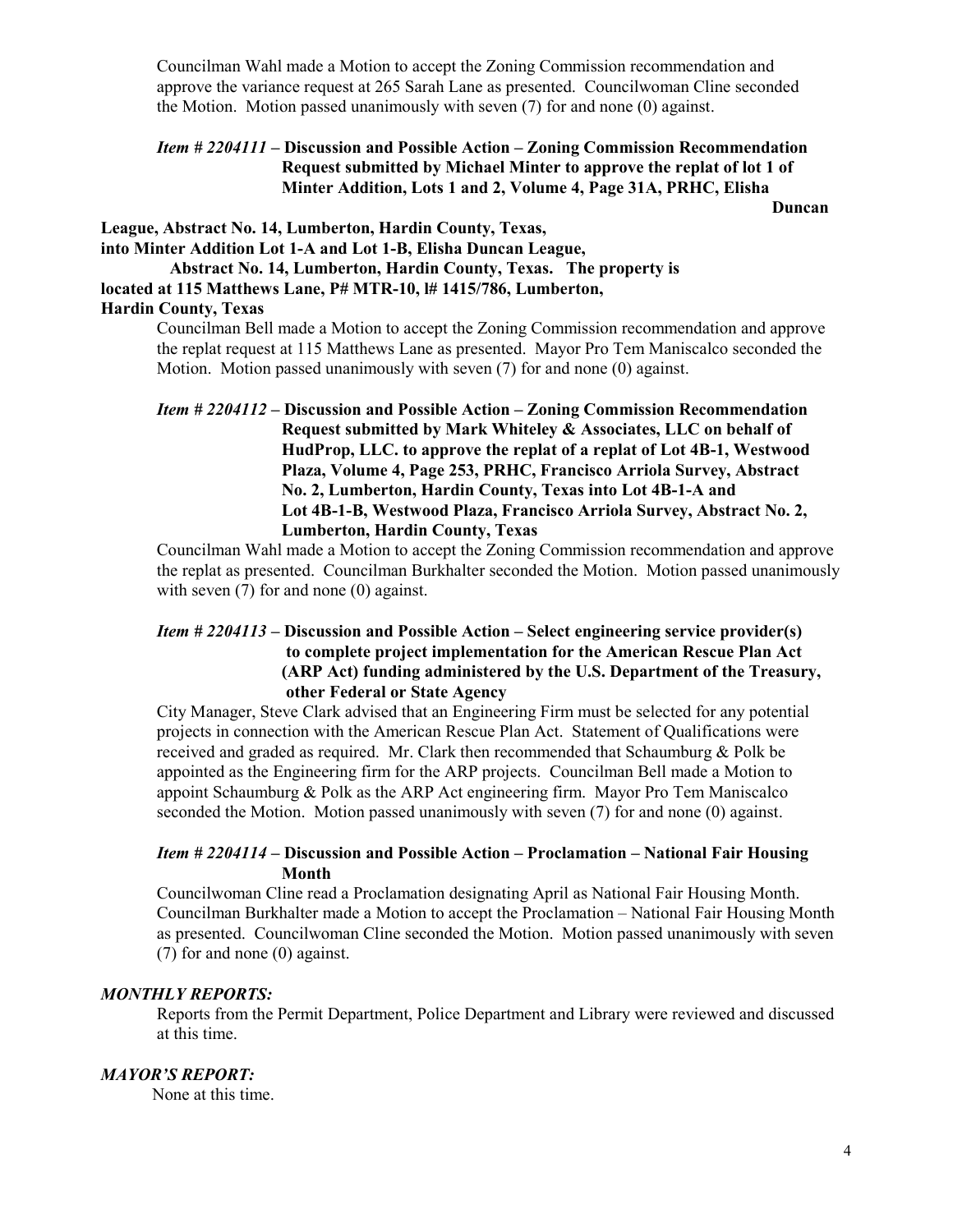Councilman Wahl made a Motion to accept the Zoning Commission recommendation and approve the variance request at 265 Sarah Lane as presented. Councilwoman Cline seconded the Motion. Motion passed unanimously with seven (7) for and none (0) against.

***Item # 2204111* – Discussion and Possible Action – Zoning Commission Recommendation Request submitted by Michael Minter to approve the replat of lot 1 of Minter Addition, Lots 1 and 2, Volume 4, Page 31A, PRHC, Elisha Duncan League, Abstract No. 14, Lumberton, Hardin County, Texas, into Minter Addition Lot 1-A and Lot 1-B, Elisha Duncan League, Abstract No. 14, Lumberton, Hardin County, Texas. The property is located at 115 Matthews Lane, P# MTR-10, I# 1415/786, Lumberton, Hardin County, Texas**

Councilman Bell made a Motion to accept the Zoning Commission recommendation and approve the replat request at 115 Matthews Lane as presented. Mayor Pro Tem Maniscalco seconded the Motion. Motion passed unanimously with seven (7) for and none (0) against.

***Item # 2204112* – Discussion and Possible Action – Zoning Commission Recommendation Request submitted by Mark Whiteley & Associates, LLC on behalf of HudProp, LLC. to approve the replat of a replat of Lot 4B-1, Westwood Plaza, Volume 4, Page 253, PRHC, Francisco Arriola Survey, Abstract No. 2, Lumberton, Hardin County, Texas into Lot 4B-1-A and Lot 4B-1-B, Westwood Plaza, Francisco Arriola Survey, Abstract No. 2, Lumberton, Hardin County, Texas**

Councilman Wahl made a Motion to accept the Zoning Commission recommendation and approve the replat as presented. Councilman Burkhalter seconded the Motion. Motion passed unanimously with seven (7) for and none (0) against.

***Item # 2204113* – Discussion and Possible Action – Select engineering service provider(s) to complete project implementation for the American Rescue Plan Act (ARP Act) funding administered by the U.S. Department of the Treasury, other Federal or State Agency**

City Manager, Steve Clark advised that an Engineering Firm must be selected for any potential projects in connection with the American Rescue Plan Act. Statement of Qualifications were received and graded as required. Mr. Clark then recommended that Schaumburg & Polk be appointed as the Engineering firm for the ARP projects. Councilman Bell made a Motion to appoint Schaumburg & Polk as the ARP Act engineering firm. Mayor Pro Tem Maniscalco seconded the Motion. Motion passed unanimously with seven (7) for and none (0) against.

***Item # 2204114* – Discussion and Possible Action – Proclamation – National Fair Housing Month**

Councilwoman Cline read a Proclamation designating April as National Fair Housing Month. Councilman Burkhalter made a Motion to accept the Proclamation – National Fair Housing Month as presented. Councilwoman Cline seconded the Motion. Motion passed unanimously with seven (7) for and none (0) against.

***MONTHLY REPORTS:***

Reports from the Permit Department, Police Department and Library were reviewed and discussed at this time.

***MAYOR'S REPORT:***

None at this time.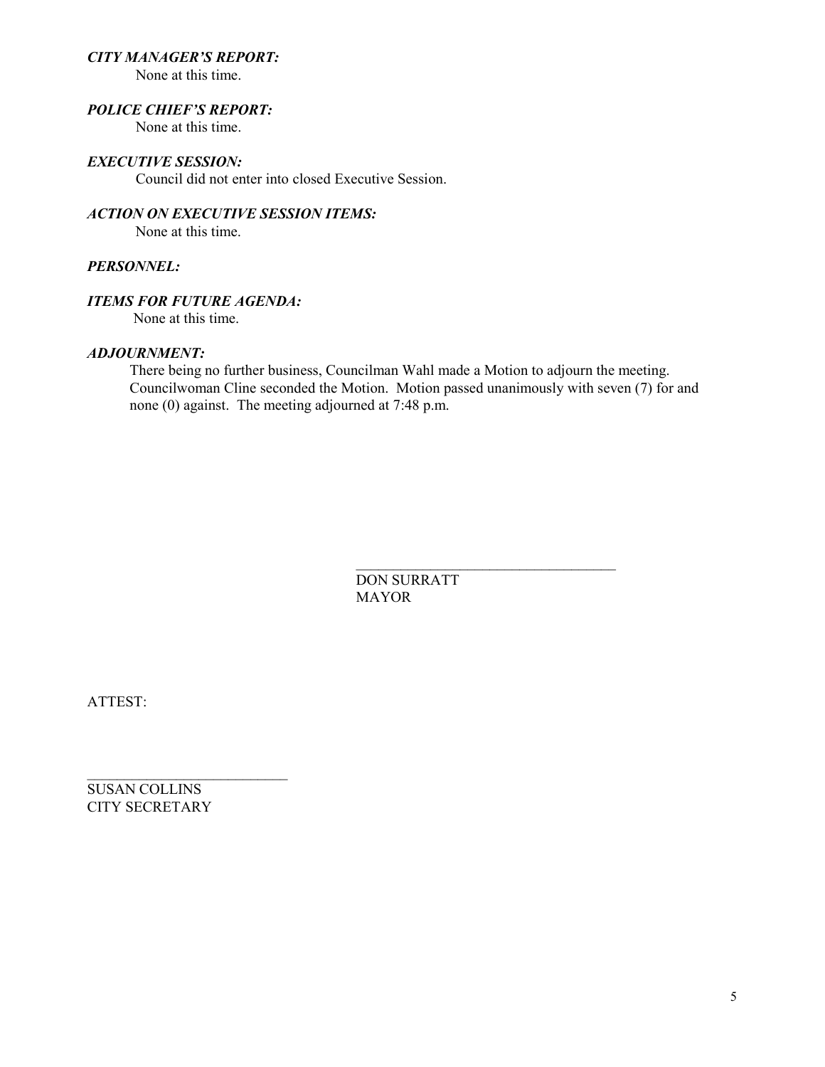***CITY MANAGER'S REPORT:***

None at this time.

***POLICE CHIEF'S REPORT:***

None at this time.

***EXECUTIVE SESSION:***

Council did not enter into closed Executive Session.

***ACTION ON EXECUTIVE SESSION ITEMS:***

None at this time.

***PERSONNEL:***

***ITEMS FOR FUTURE AGENDA:***

None at this time.

***ADJOURNMENT:***

There being no further business, Councilman Wahl made a Motion to adjourn the meeting. Councilwoman Cline seconded the Motion. Motion passed unanimously with seven (7) for and none (0) against. The meeting adjourned at 7:48 p.m.

___________________________________
DON SURRATT
MAYOR

ATTEST:

___________________________
SUSAN COLLINS
CITY SECRETARY